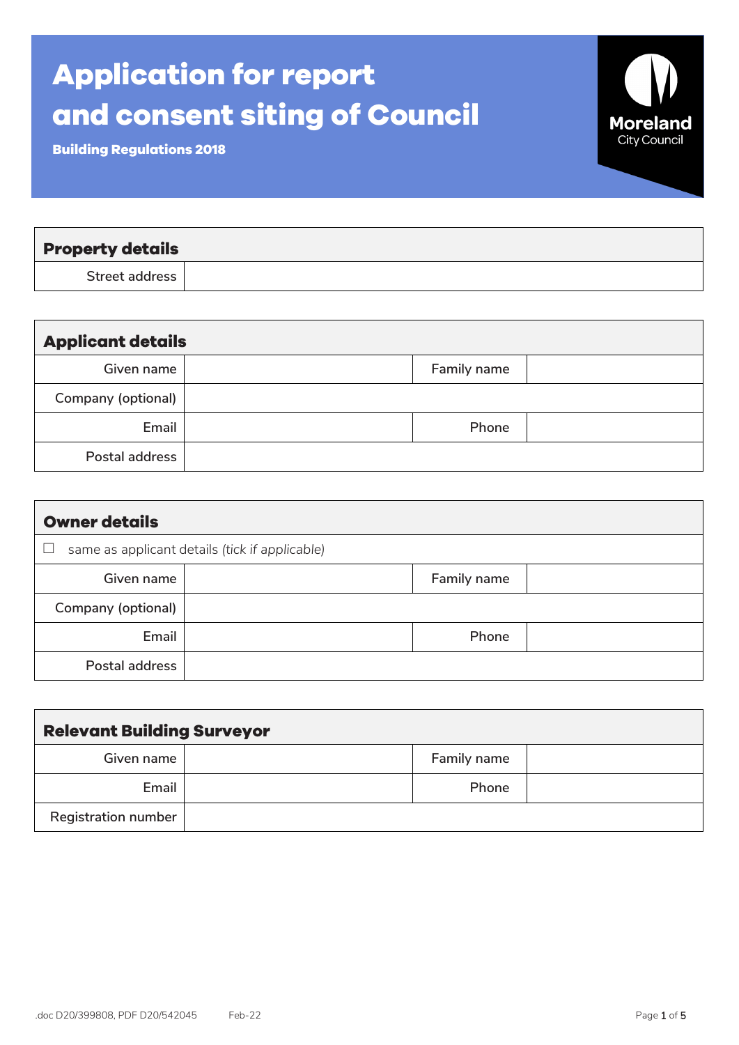# Application for report and consent siting of Council

**Building Regulations 2018**

Moreland City Council

| **Property details** | |
|---|---|
| Street address | |

| **Applicant details** | | | |
|---|---|---|---|
| Given name | | Family name | |
| Company (optional) | | | |
| Email | | Phone | |
| Postal address | | | |

| **Owner details** | | | |
|---|---|---|---|
| ☐ same as applicant details *(tick if applicable)* | | | |
| Given name | | Family name | |
| Company (optional) | | | |
| Email | | Phone | |
| Postal address | | | |

| **Relevant Building Surveyor** | | | |
|---|---|---|---|
| Given name | | Family name | |
| Email | | Phone | |
| Registration number | | | |

.doc D20/399808, PDF D20/542045 Feb-22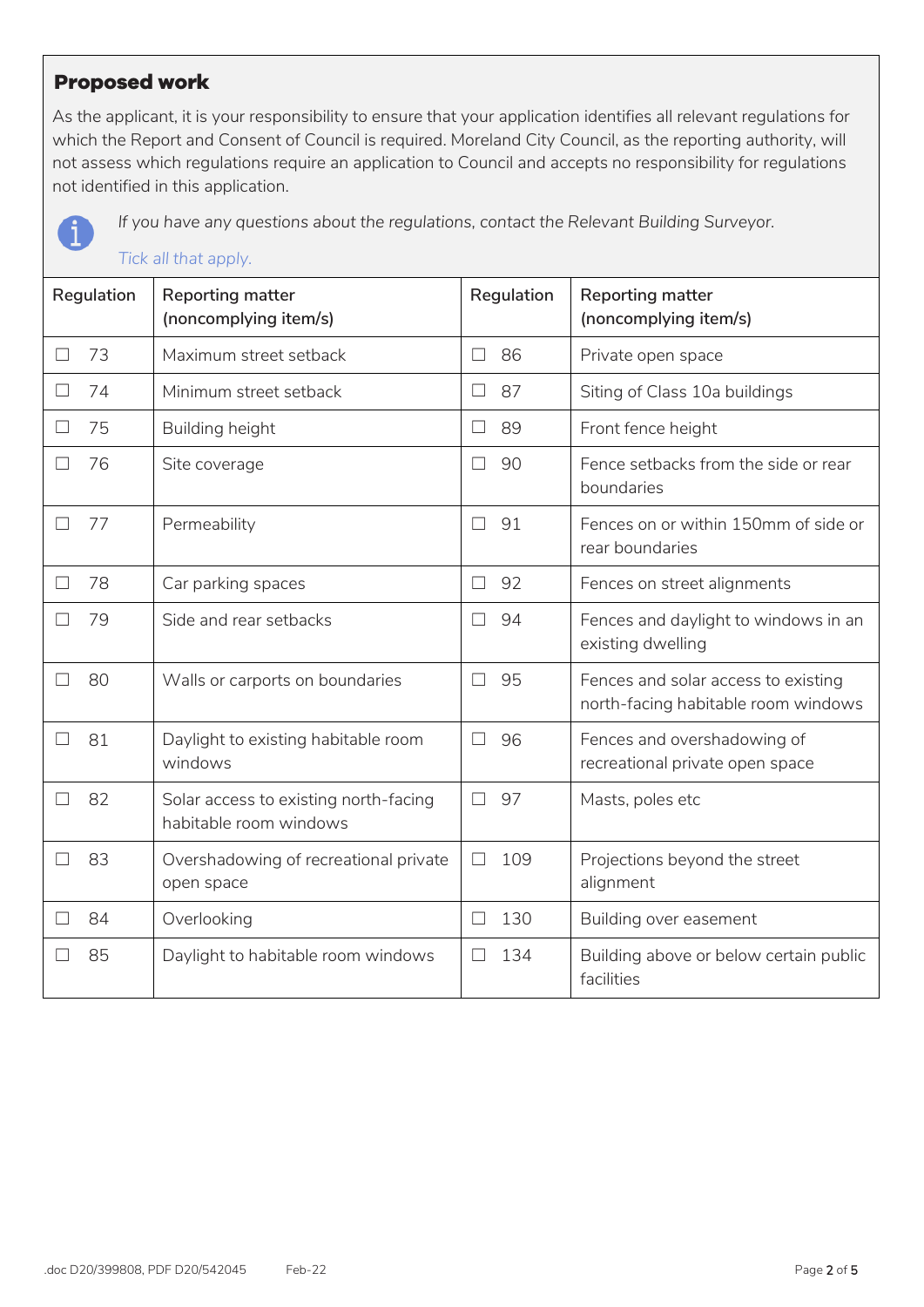## Proposed work

As the applicant, it is your responsibility to ensure that your application identifies all relevant regulations for which the Report and Consent of Council is required. Moreland City Council, as the reporting authority, will not assess which regulations require an application to Council and accepts no responsibility for regulations not identified in this application.

*If you have any questions about the regulations, contact the Relevant Building Surveyor.*

*Tick all that apply.*

| Regulation | Reporting matter (noncomplying item/s) | Regulation | Reporting matter (noncomplying item/s) |
|---|---|---|---|
| ☐ 73 | Maximum street setback | ☐ 86 | Private open space |
| ☐ 74 | Minimum street setback | ☐ 87 | Siting of Class 10a buildings |
| ☐ 75 | Building height | ☐ 89 | Front fence height |
| ☐ 76 | Site coverage | ☐ 90 | Fence setbacks from the side or rear boundaries |
| ☐ 77 | Permeability | ☐ 91 | Fences on or within 150mm of side or rear boundaries |
| ☐ 78 | Car parking spaces | ☐ 92 | Fences on street alignments |
| ☐ 79 | Side and rear setbacks | ☐ 94 | Fences and daylight to windows in an existing dwelling |
| ☐ 80 | Walls or carports on boundaries | ☐ 95 | Fences and solar access to existing north-facing habitable room windows |
| ☐ 81 | Daylight to existing habitable room windows | ☐ 96 | Fences and overshadowing of recreational private open space |
| ☐ 82 | Solar access to existing north-facing habitable room windows | ☐ 97 | Masts, poles etc |
| ☐ 83 | Overshadowing of recreational private open space | ☐ 109 | Projections beyond the street alignment |
| ☐ 84 | Overlooking | ☐ 130 | Building over easement |
| ☐ 85 | Daylight to habitable room windows | ☐ 134 | Building above or below certain public facilities |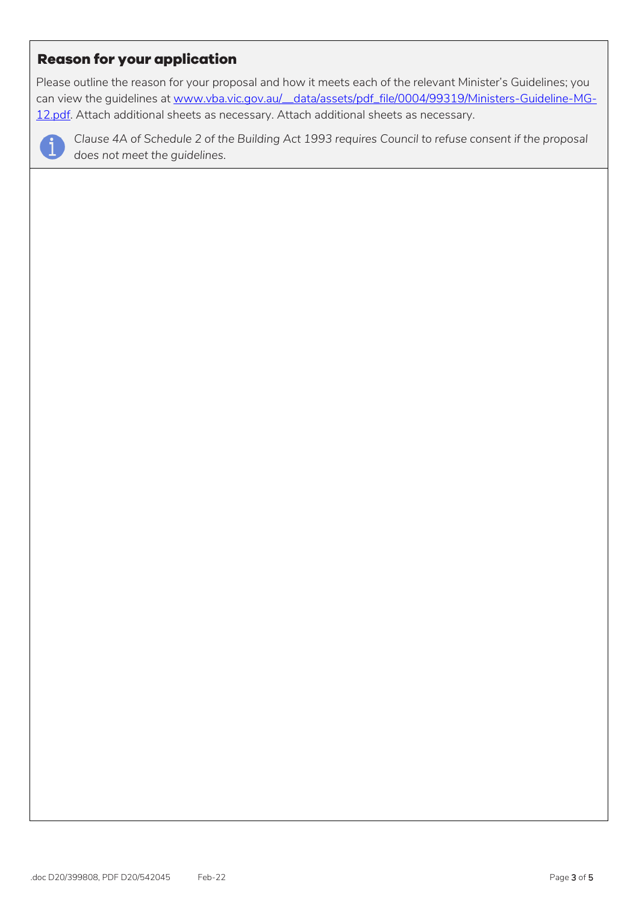## Reason for your application

Please outline the reason for your proposal and how it meets each of the relevant Minister's Guidelines; you can view the guidelines at [www.vba.vic.gov.au/__data/assets/pdf_file/0004/99319/Ministers-Guideline-MG-12.pdf](www.vba.vic.gov.au/__data/assets/pdf_file/0004/99319/Ministers-Guideline-MG-12.pdf). Attach additional sheets as necessary. Attach additional sheets as necessary.

*Clause 4A of Schedule 2 of the Building Act 1993 requires Council to refuse consent if the proposal does not meet the guidelines.*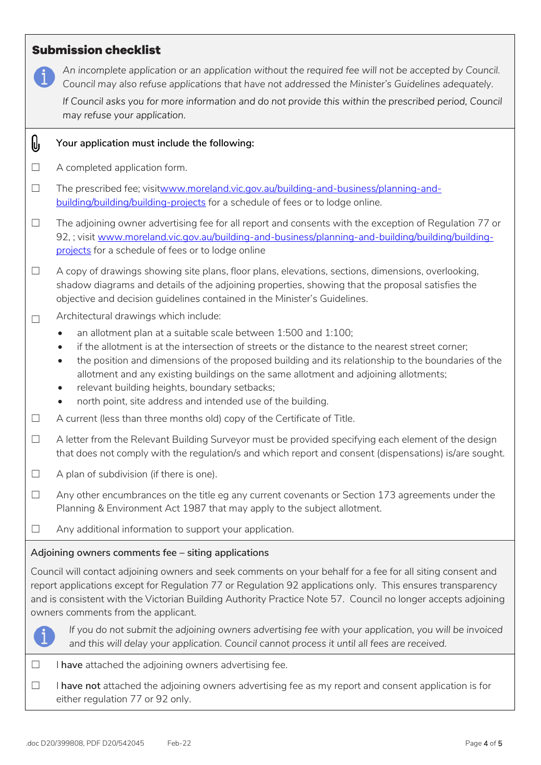## Submission checklist

*An incomplete application or an application without the required fee will not be accepted by Council. Council may also refuse applications that have not addressed the Minister's Guidelines adequately.*

*If Council asks you for more information and do not provide this within the prescribed period, Council may refuse your application.*

**Your application must include the following:**

- ☐ A completed application form.
- ☐ The prescribed fee; visit[www.moreland.vic.gov.au/building-and-business/planning-and-building/building/building-projects](www.moreland.vic.gov.au/building-and-business/planning-and-building/building/building-projects) for a schedule of fees or to lodge online.
- ☐ The adjoining owner advertising fee for all report and consents with the exception of Regulation 77 or 92, ; visit [www.moreland.vic.gov.au/building-and-business/planning-and-building/building/building-projects](www.moreland.vic.gov.au/building-and-business/planning-and-building/building/building-projects) for a schedule of fees or to lodge online
- ☐ A copy of drawings showing site plans, floor plans, elevations, sections, dimensions, overlooking, shadow diagrams and details of the adjoining properties, showing that the proposal satisfies the objective and decision guidelines contained in the Minister's Guidelines.
- ☐ Architectural drawings which include:
  - an allotment plan at a suitable scale between 1:500 and 1:100;
  - if the allotment is at the intersection of streets or the distance to the nearest street corner;
  - the position and dimensions of the proposed building and its relationship to the boundaries of the allotment and any existing buildings on the same allotment and adjoining allotments;
  - relevant building heights, boundary setbacks;
  - north point, site address and intended use of the building.
- ☐ A current (less than three months old) copy of the Certificate of Title.
- ☐ A letter from the Relevant Building Surveyor must be provided specifying each element of the design that does not comply with the regulation/s and which report and consent (dispensations) is/are sought.
- ☐ A plan of subdivision (if there is one).
- ☐ Any other encumbrances on the title eg any current covenants or Section 173 agreements under the Planning & Environment Act 1987 that may apply to the subject allotment.
- ☐ Any additional information to support your application.

### Adjoining owners comments fee – siting applications

Council will contact adjoining owners and seek comments on your behalf for a fee for all siting consent and report applications except for Regulation 77 or Regulation 92 applications only. This ensures transparency and is consistent with the Victorian Building Authority Practice Note 57. Council no longer accepts adjoining owners comments from the applicant.

*If you do not submit the adjoining owners advertising fee with your application, you will be invoiced and this will delay your application. Council cannot process it until all fees are received.*

- ☐ I **have** attached the adjoining owners advertising fee.
- ☐ I **have not** attached the adjoining owners advertising fee as my report and consent application is for either regulation 77 or 92 only.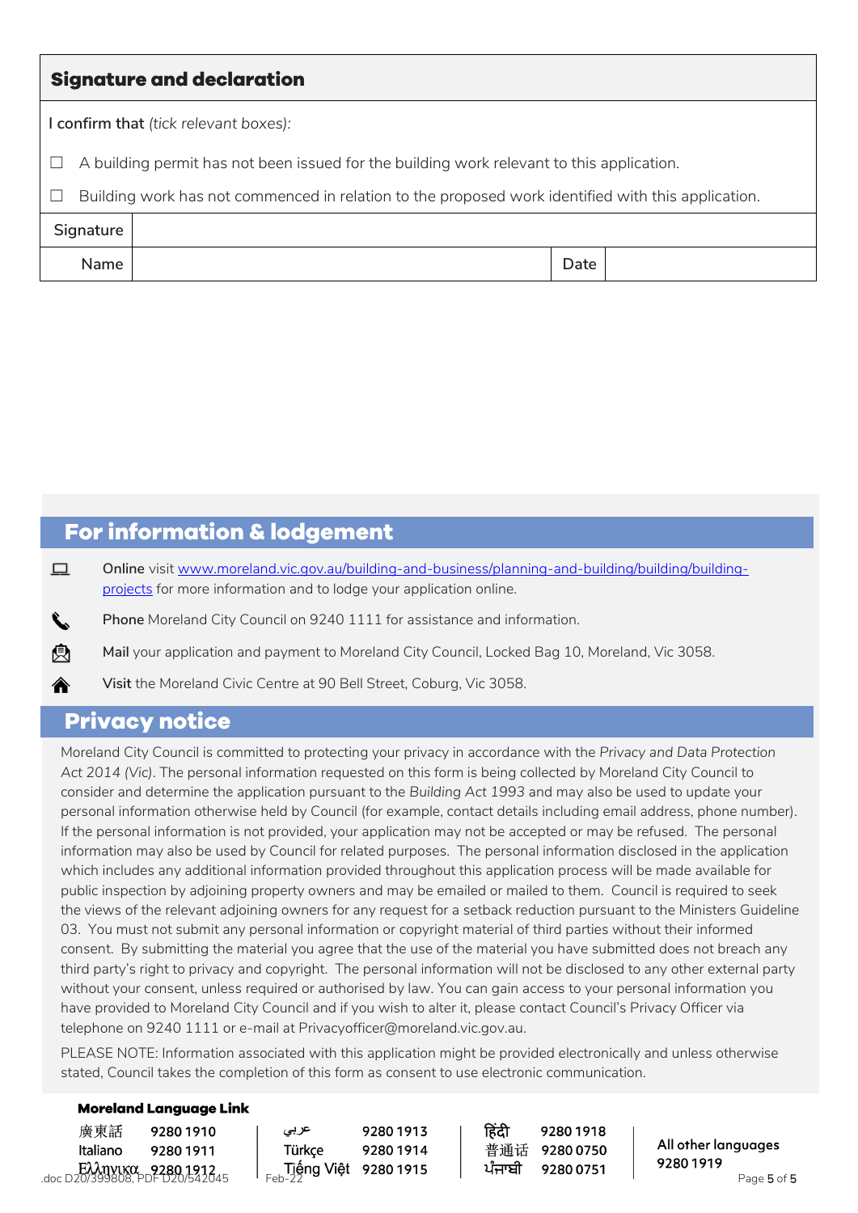## Signature and declaration

I confirm that *(tick relevant boxes)*:

☐ A building permit has not been issued for the building work relevant to this application.

☐ Building work has not commenced in relation to the proposed work identified with this application.

| | | | |
|---|---|---|---|
| Signature | | | |
| Name | | Date | |

## For information & lodgement

**Online** visit [www.moreland.vic.gov.au/building-and-business/planning-and-building/building/building-projects](www.moreland.vic.gov.au/building-and-business/planning-and-building/building/building-projects) for more information and to lodge your application online.

**Phone** Moreland City Council on 9240 1111 for assistance and information.

**Mail** your application and payment to Moreland City Council, Locked Bag 10, Moreland, Vic 3058.

**Visit** the Moreland Civic Centre at 90 Bell Street, Coburg, Vic 3058.

## Privacy notice

Moreland City Council is committed to protecting your privacy in accordance with the *Privacy and Data Protection Act 2014 (Vic)*. The personal information requested on this form is being collected by Moreland City Council to consider and determine the application pursuant to the *Building Act 1993* and may also be used to update your personal information otherwise held by Council (for example, contact details including email address, phone number). If the personal information is not provided, your application may not be accepted or may be refused. The personal information may also be used by Council for related purposes. The personal information disclosed in the application which includes any additional information provided throughout this application process will be made available for public inspection by adjoining property owners and may be emailed or mailed to them. Council is required to seek the views of the relevant adjoining owners for any request for a setback reduction pursuant to the Ministers Guideline 03. You must not submit any personal information or copyright material of third parties without their informed consent. By submitting the material you agree that the use of the material you have submitted does not breach any third party's right to privacy and copyright. The personal information will not be disclosed to any other external party without your consent, unless required or authorised by law. You can gain access to your personal information you have provided to Moreland City Council and if you wish to alter it, please contact Council's Privacy Officer via telephone on 9240 1111 or e-mail at Privacyofficer@moreland.vic.gov.au.

PLEASE NOTE: Information associated with this application might be provided electronically and unless otherwise stated, Council takes the completion of this form as consent to use electronic communication.

**Moreland Language Link**

| | | | | | | |
|---|---|---|---|---|---|---|
| 廣東話 | 9280 1910 | عربي | 9280 1913 | हिंदी | 9280 1918 | All other languages 9280 1919 |
| Italiano | 9280 1911 | Türkçe | 9280 1914 | 普通话 | 9280 0750 | |
| Ελληνικα | 9280 1912 | Tiếng Việt | 9280 1915 | ਪੰਜਾਬੀ | 9280 0751 | |

.doc D20/399808, PDF D20/542045 Feb-22